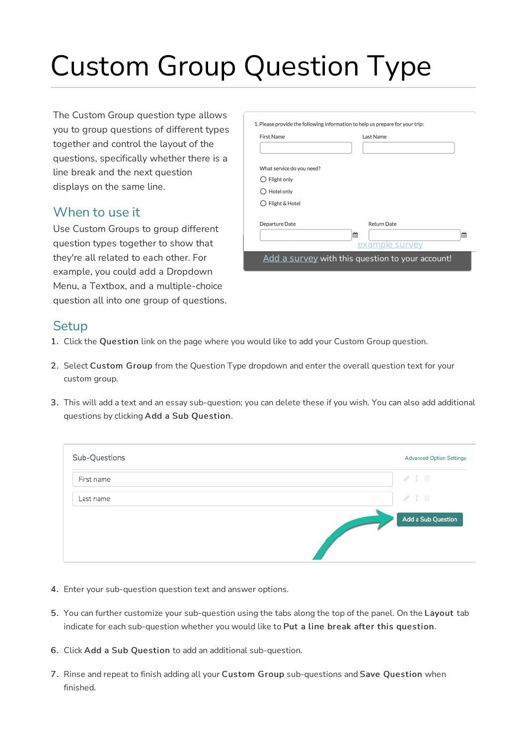# Custom Group Question Type

The Custom Group question type allows you to group questions of different types together and control the layout of the questions, specifically whether there is a line break and the next question displays on the same line.

## When to use it

Use Custom Groups to group different question types together to show that they're all related to each other. For example, you could add a Dropdown Menu, a Textbox, and a multiple-choice question all into one group of questions.

1. Please provide the following information to help us prepare for your trip:

First Name

Last Name

What service do you need?

- Flight only
- Hotel only
- Flight & Hotel

Departure Date

Return Date

example survey

Add a survey with this question to your account!

## Setup

1. Click the **Question** link on the page where you would like to add your Custom Group question.
2. Select **Custom Group** from the Question Type dropdown and enter the overall question text for your custom group.
3. This will add a text and an essay sub-question; you can delete these if you wish. You can also add additional questions by clicking **Add a Sub Question**.

Sub-Questions

Advanced Option Settings

First name

Last name

Add a Sub Question

4. Enter your sub-question question text and answer options.
5. You can further customize your sub-question using the tabs along the top of the panel. On the **Layout** tab indicate for each sub-question whether you would like to **Put a line break after this question**.
6. Click **Add a Sub Question** to add an additional sub-question.
7. Rinse and repeat to finish adding all your **Custom Group** sub-questions and **Save Question** when finished.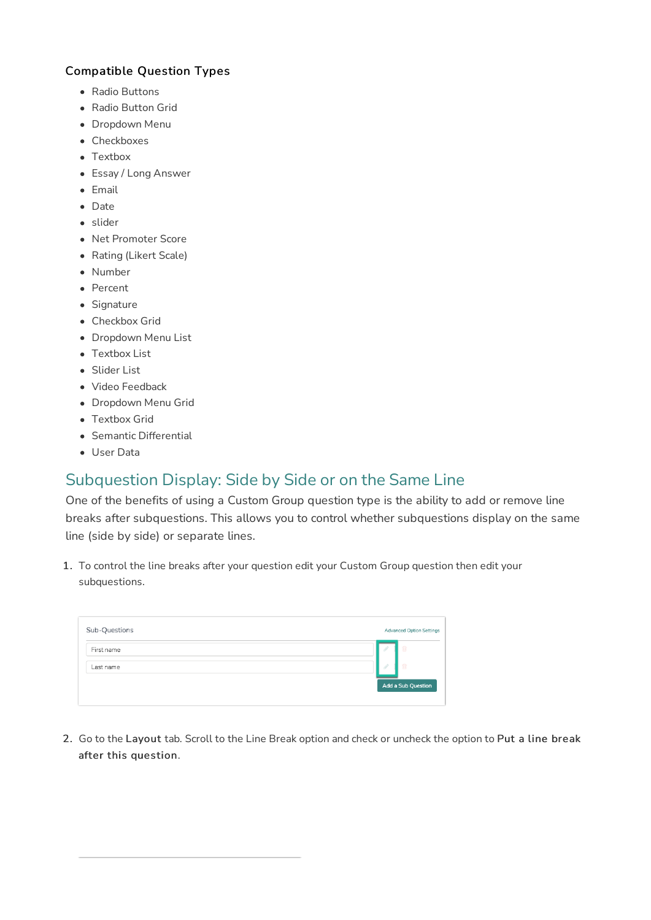### Compatible Question Types

- Radio Buttons
- Radio Button Grid
- Dropdown Menu
- Checkboxes
- Textbox
- Essay / Long Answer
- Email
- Date
- slider
- Net Promoter Score
- Rating (Likert Scale)
- Number
- Percent
- Signature
- Checkbox Grid
- Dropdown Menu List
- Textbox List
- Slider List
- Video Feedback
- Dropdown Menu Grid
- Textbox Grid
- Semantic Differential
- User Data

## Subquestion Display: Side by Side or on the Same Line

One of the benefits of using a Custom Group question type is the ability to add or remove line breaks after subquestions. This allows you to control whether subquestions display on the same line (side by side) or separate lines.

1. To control the line breaks after your question edit your Custom Group question then edit your subquestions.

2. Go to the **Layout** tab. Scroll to the Line Break option and check or uncheck the option to **Put a line break after this question**.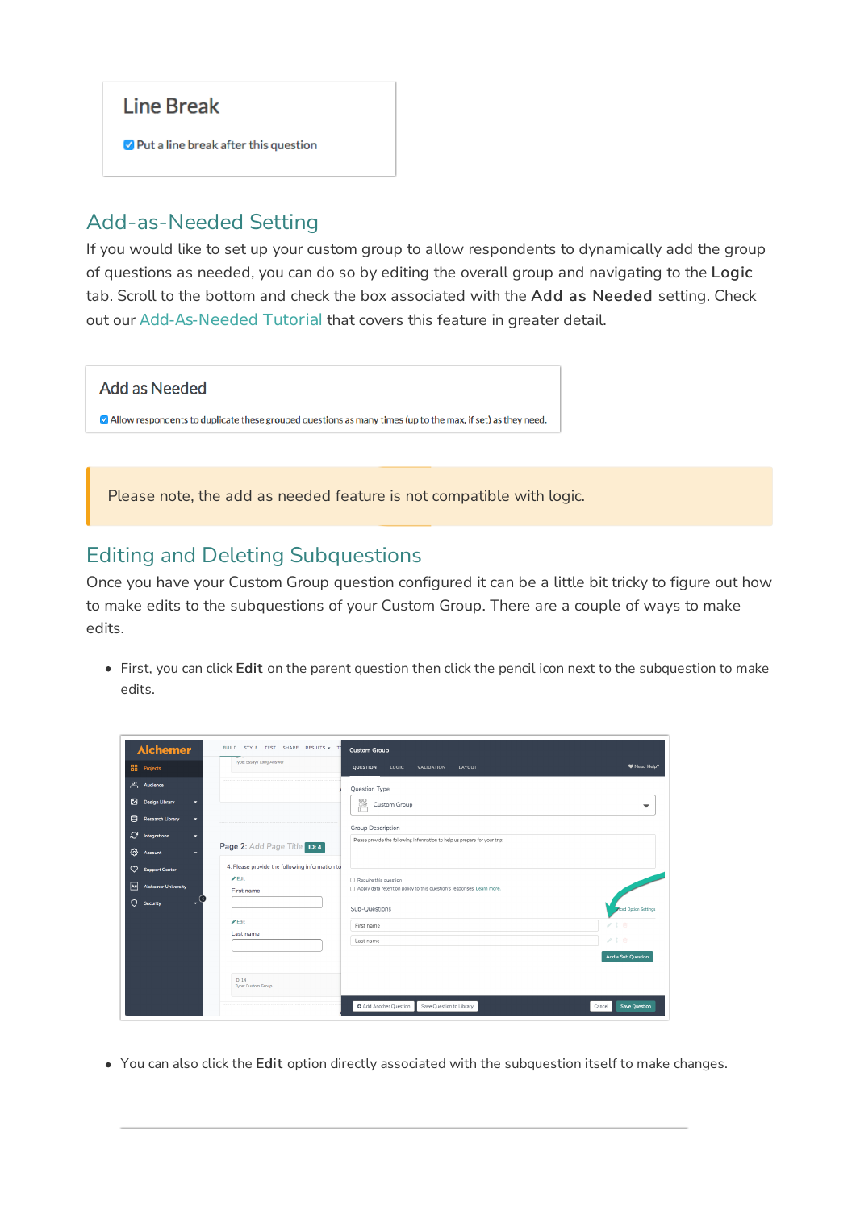## Add-as-Needed Setting

If you would like to set up your custom group to allow respondents to dynamically add the group of questions as needed, you can do so by editing the overall group and navigating to the **Logic** tab. Scroll to the bottom and check the box associated with the **Add as Needed** setting. Check out our Add-As-Needed Tutorial that covers this feature in greater detail.

> Please note, the add as needed feature is not compatible with logic.

## Editing and Deleting Subquestions

Once you have your Custom Group question configured it can be a little bit tricky to figure out how to make edits to the subquestions of your Custom Group. There are a couple of ways to make edits.

- First, you can click **Edit** on the parent question then click the pencil icon next to the subquestion to make edits.
- You can also click the **Edit** option directly associated with the subquestion itself to make changes.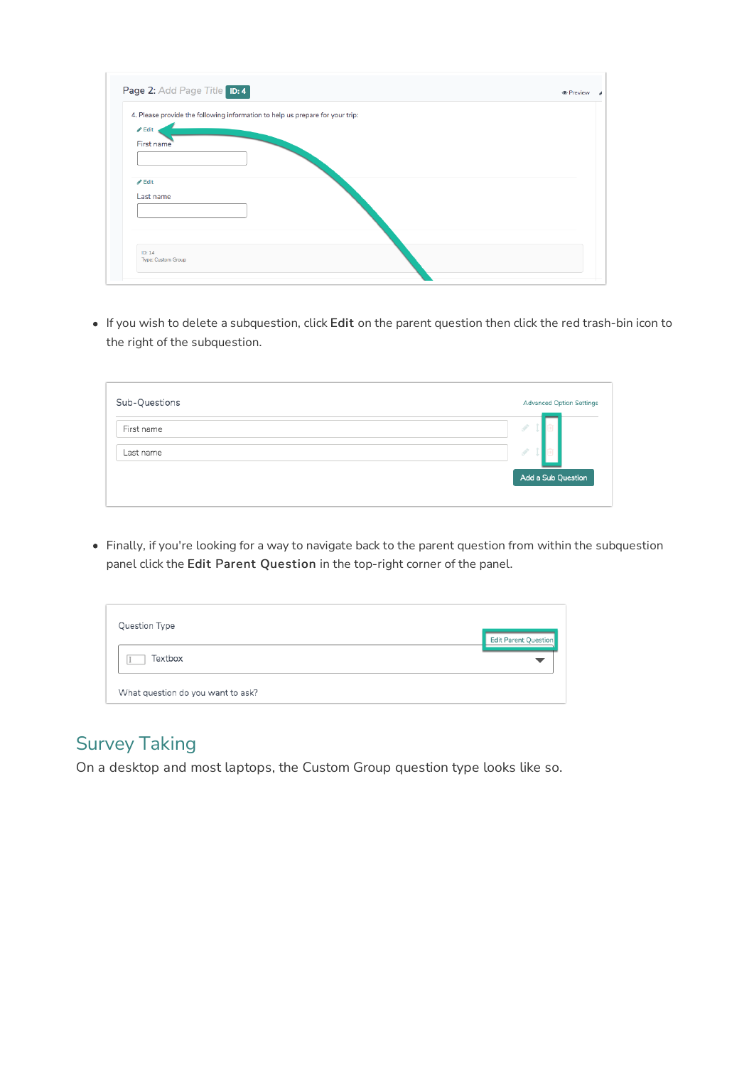- If you wish to delete a subquestion, click **Edit** on the parent question then click the red trash-bin icon to the right of the subquestion.

- Finally, if you're looking for a way to navigate back to the parent question from within the subquestion panel click the **Edit Parent Question** in the top-right corner of the panel.

## Survey Taking

On a desktop and most laptops, the Custom Group question type looks like so.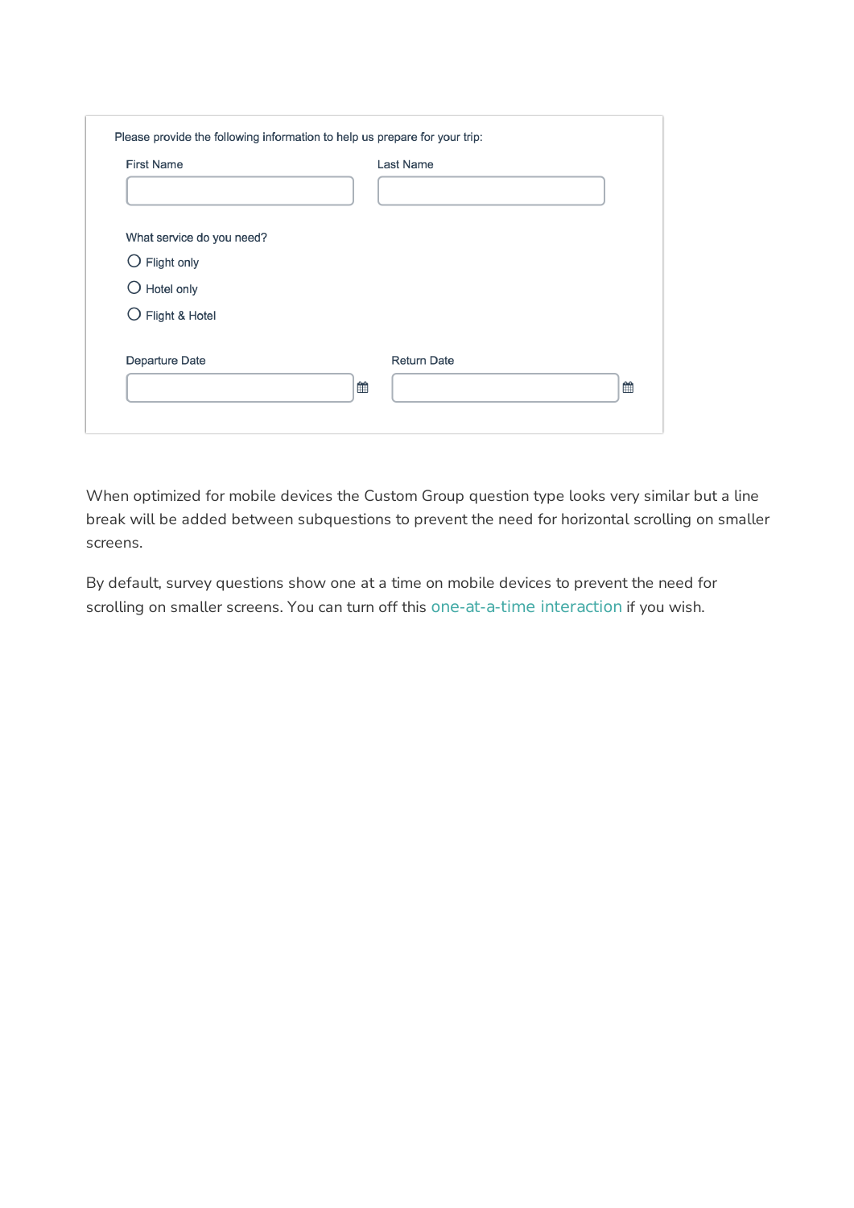Please provide the following information to help us prepare for your trip:

First Name

Last Name

What service do you need?

- Flight only
- Hotel only
- Flight & Hotel

Departure Date

Return Date

When optimized for mobile devices the Custom Group question type looks very similar but a line break will be added between subquestions to prevent the need for horizontal scrolling on smaller screens.

By default, survey questions show one at a time on mobile devices to prevent the need for scrolling on smaller screens. You can turn off this one-at-a-time interaction if you wish.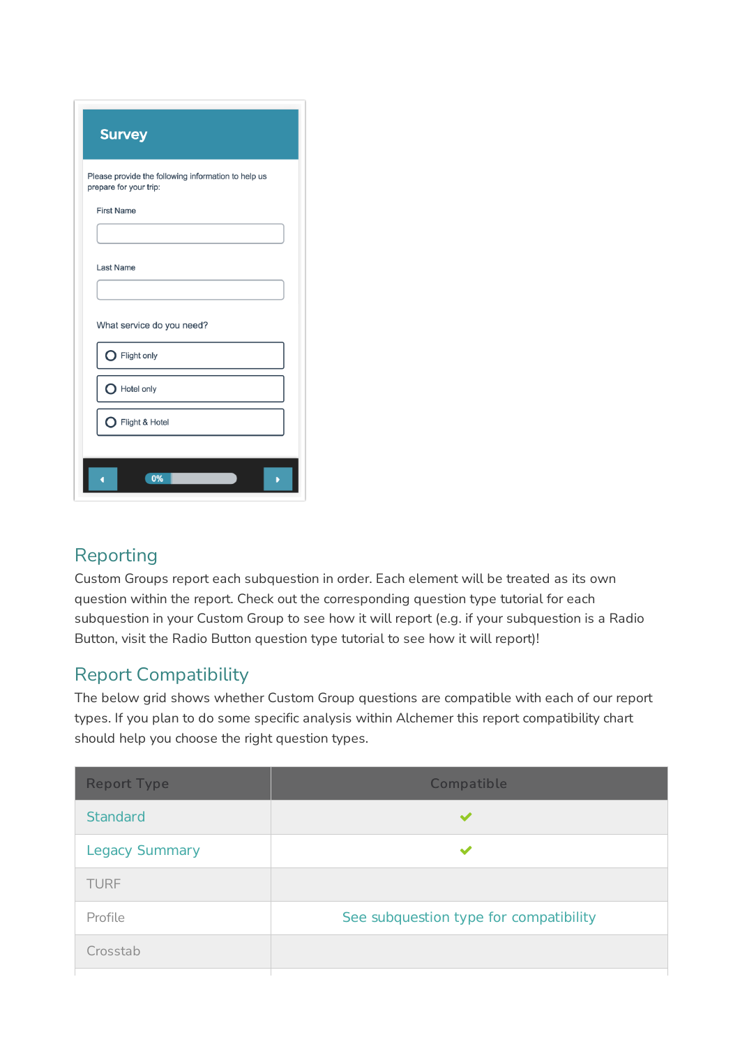## Reporting

Custom Groups report each subquestion in order. Each element will be treated as its own question within the report. Check out the corresponding question type tutorial for each subquestion in your Custom Group to see how it will report (e.g. if your subquestion is a Radio Button, visit the Radio Button question type tutorial to see how it will report)!

## Report Compatibility

The below grid shows whether Custom Group questions are compatible with each of our report types. If you plan to do some specific analysis within Alchemer this report compatibility chart should help you choose the right question types.

| Report Type | Compatible |
| --- | --- |
| Standard | ✔ |
| Legacy Summary | ✔ |
| TURF | |
| Profile | See subquestion type for compatibility |
| Crosstab | |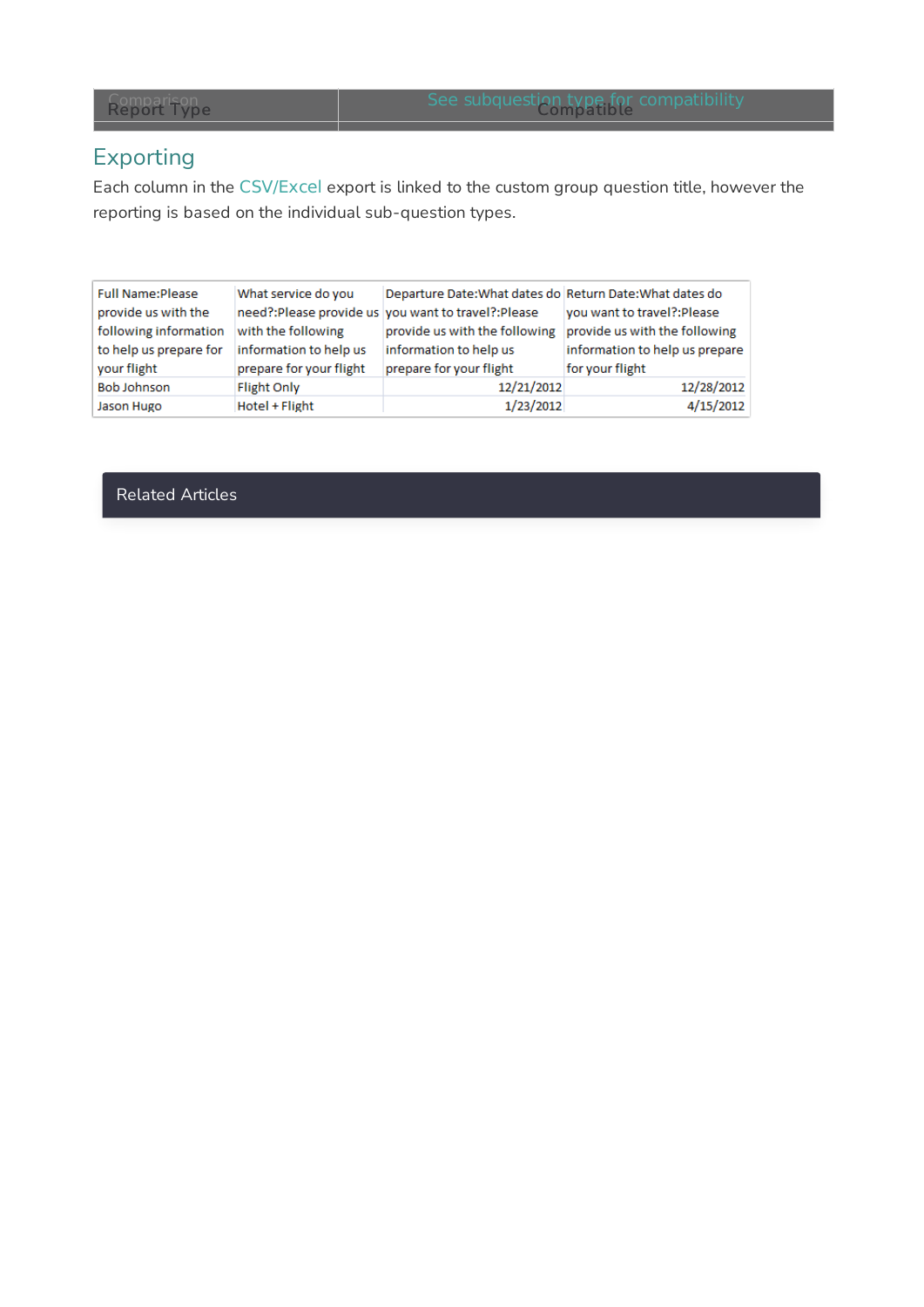| Report Type | Compatible |
| --- | --- |
| Comparison | See subquestion type for compatibility |

## Exporting

Each column in the CSV/Excel export is linked to the custom group question title, however the reporting is based on the individual sub-question types.

| Full Name:Please provide us with the following information to help us prepare for your flight | What service do you need?:Please provide us with the following information to help us prepare for your flight | Departure Date:What dates do you want to travel?:Please provide us with the following information to help us prepare for your flight | Return Date:What dates do you want to travel?:Please provide us with the following information to help us prepare for your flight |
| --- | --- | --- | --- |
| Bob Johnson | Flight Only | 12/21/2012 | 12/28/2012 |
| Jason Hugo | Hotel + Flight | 1/23/2012 | 4/15/2012 |

Related Articles